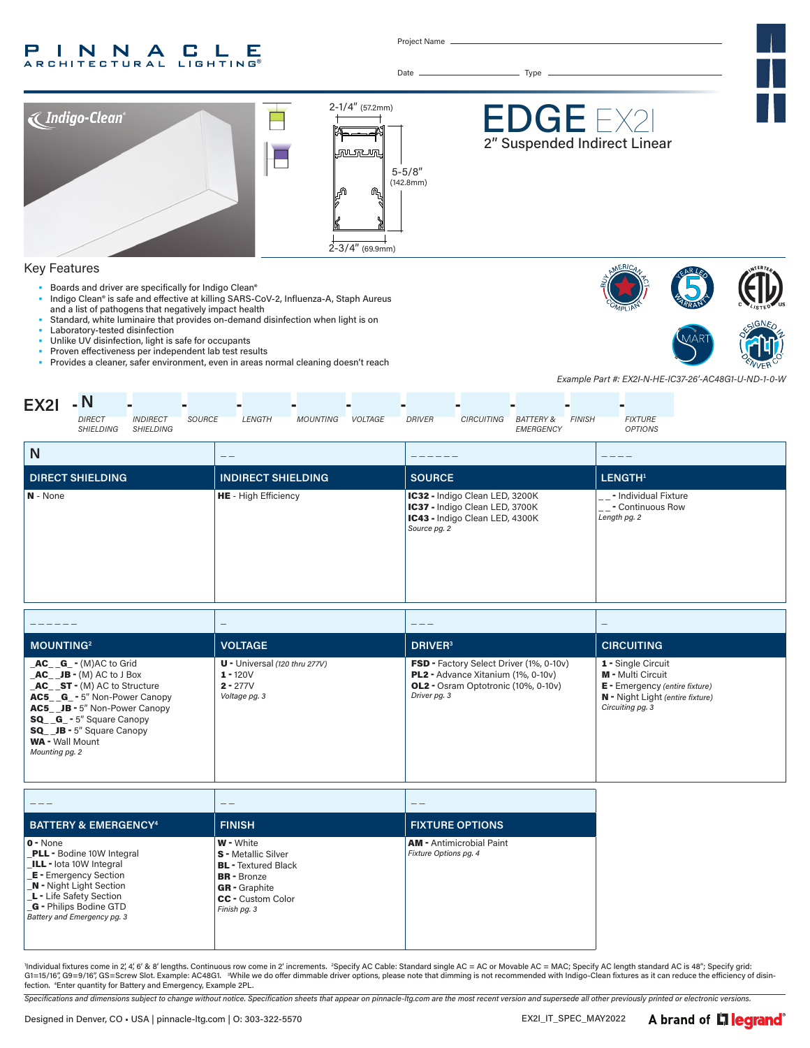PINNACLE ARCHITECTURAL LIGHTING®

Project Name

Date Type

# EDGE EX2I

## 2" Suspended Indirect Linear

Indigo-Clean®

2-1/4" (57.2mm)

5-5/8" (142.8mm)

2-3/4" (69.9mm)

## Key Features

- Boards and driver are specifically for Indigo Clean®
- Indigo Clean® is safe and effective at killing SARS-CoV-2, Influenza-A, Staph Aureus and a list of pathogens that negatively impact health
- Standard, white luminaire that provides on-demand disinfection when light is on
- Laboratory-tested disinfection
- Unlike UV disinfection, light is safe for occupants
- Proven effectiveness per independent lab test results
- Provides a cleaner, safer environment, even in areas normal cleaning doesn't reach

*Example Part #: EX2I-N-HE-IC37-26'-AC48G1-U-ND-1-0-W*

**EX2I - N** - INDIRECT SHIELDING - SOURCE - LENGTH - MOUNTING - VOLTAGE - DRIVER - CIRCUITING - BATTERY & EMERGENCY - FINISH - FIXTURE OPTIONS

(DIRECT SHIELDING = N)

| N | _ _ | _ _ _ _ _ _ | _ _ _ _ |
|---|---|---|---|
| **DIRECT SHIELDING** | **INDIRECT SHIELDING** | **SOURCE** | **LENGTH[1]** |
| **N** - None | **HE** - High Efficiency | **IC32** - Indigo Clean LED, 3200K<br>**IC37** - Indigo Clean LED, 3700K<br>**IC43** - Indigo Clean LED, 4300K<br>*Source pg. 2* | _ _ - Individual Fixture<br>_ _ - Continuous Row<br>*Length pg. 2* |

| _ _ _ _ _ _ | _ | _ _ _ | _ |
|---|---|---|---|
| **MOUNTING[2]** | **VOLTAGE** | **DRIVER[3]** | **CIRCUITING** |
| **_AC_ _G_** - (M)AC to Grid<br>**_AC_ _JB** - (M) AC to J Box<br>**_AC_ _ST** - (M) AC to Structure<br>**AC5_ _G_** - 5" Non-Power Canopy<br>**AC5_ _JB** - 5" Non-Power Canopy<br>**SQ_ _G_** - 5" Square Canopy<br>**SQ_ _JB** - 5" Square Canopy<br>**WA** - Wall Mount<br>*Mounting pg. 2* | **U** - Universal *(120 thru 277V)*<br>**1** - 120V<br>**2** - 277V<br>*Voltage pg. 3* | **FSD** - Factory Select Driver (1%, 0-10v)<br>**PL2** - Advance Xitanium (1%, 0-10v)<br>**OL2** - Osram Optotronic (10%, 0-10v)<br>*Driver pg. 3* | **1** - Single Circuit<br>**M** - Multi Circuit<br>**E** - Emergency *(entire fixture)*<br>**N** - Night Light *(entire fixture)*<br>*Circuiting pg. 3* |

| _ _ _ | _ _ | _ _ |
|---|---|---|
| **BATTERY & EMERGENCY[4]** | **FINISH** | **FIXTURE OPTIONS** |
| **0** - None<br>**_PLL** - Bodine 10W Integral<br>**_ILL** - Iota 10W Integral<br>**_E** - Emergency Section<br>**_N** - Night Light Section<br>**_L** - Life Safety Section<br>**_G** - Philips Bodine GTD<br>*Battery and Emergency pg. 3* | **W** - White<br>**S** - Metallic Silver<br>**BL** - Textured Black<br>**BR** - Bronze<br>**GR** - Graphite<br>**CC** - Custom Color<br>*Finish pg. 3* | **AM** - Antimicrobial Paint<br>*Fixture Options pg. 4* |

[1]Individual fixtures come in 2', 4', 6' & 8' lengths. Continuous row come in 2' increments. [2]Specify AC Cable: Standard single AC = AC or Movable AC = MAC; Specify AC length standard AC is 48"; Specify grid: G1=15/16", G9=9/16", GS=Screw Slot. Example: AC48G1. [3]While we do offer dimmable driver options, please note that dimming is not recommended with Indigo-Clean fixtures as it can reduce the efficiency of disinfection. [4]Enter quantity for Battery and Emergency, Example 2PL.

*Specifications and dimensions subject to change without notice. Specification sheets that appear on pinnacle-ltg.com are the most recent version and supersede all other previously printed or electronic versions.*

Designed in Denver, CO • USA | pinnacle-ltg.com | O: 303-322-5570 EX2I_IT_SPEC_MAY2022 A brand of legrand®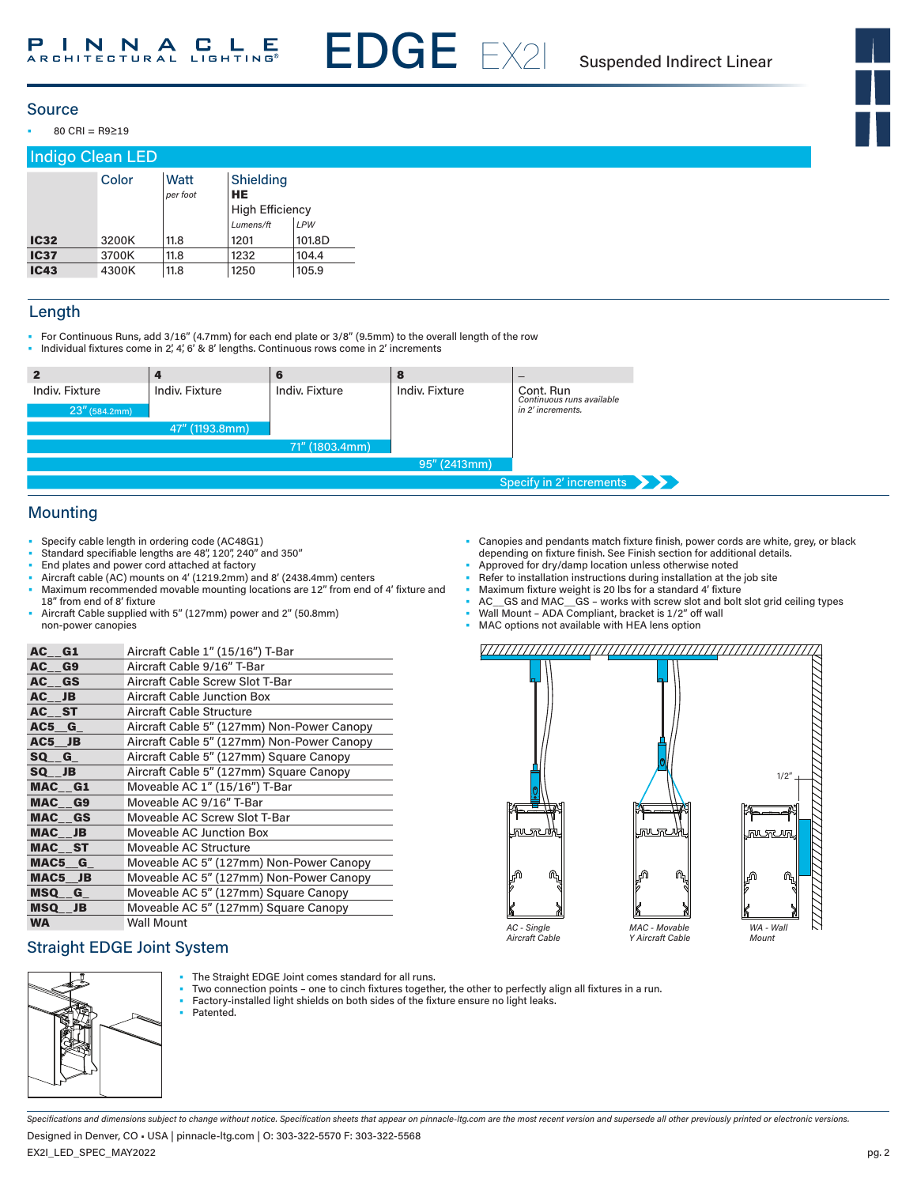## Source

- 80 CRI = R9≥19

## Indigo Clean LED

| | Color | Watt *per foot* | Shielding **HE** High Efficiency *Lumens/ft* | *LPW* |
|---|---|---|---|---|
| **IC32** | 3200K | 11.8 | 1201 | 101.8D |
| **IC37** | 3700K | 11.8 | 1232 | 104.4 |
| **IC43** | 4300K | 11.8 | 1250 | 105.9 |

## Length

- For Continuous Runs, add 3/16" (4.7mm) for each end plate or 3/8" (9.5mm) to the overall length of the row
- Individual fixtures come in 2', 4', 6' & 8' lengths. Continuous rows come in 2' increments

| **2** | **4** | **6** | **8** | **_** |
|---|---|---|---|---|
| Indiv. Fixture | Indiv. Fixture | Indiv. Fixture | Indiv. Fixture | Cont. Run *Continuous runs available in 2' increments.* |
| 23" (584.2mm) | 47" (1193.8mm) | 71" (1803.4mm) | 95" (2413mm) | Specify in 2' increments |

## Mounting

- Specify cable length in ordering code (AC48G1)
- Standard specifiable lengths are 48", 120", 240" and 350"
- End plates and power cord attached at factory
- Aircraft cable (AC) mounts on 4' (1219.2mm) and 8' (2438.4mm) centers
- Maximum recommended movable mounting locations are 12" from end of 4' fixture and 18" from end of 8' fixture
- Aircraft Cable supplied with 5" (127mm) power and 2" (50.8mm) non-power canopies
- Canopies and pendants match fixture finish, power cords are white, grey, or black depending on fixture finish. See Finish section for additional details.
- Approved for dry/damp location unless otherwise noted
- Refer to installation instructions during installation at the job site
- Maximum fixture weight is 20 lbs for a standard 4' fixture
- AC__GS and MAC__GS – works with screw slot and bolt slot grid ceiling types
- Wall Mount – ADA Compliant, bracket is 1/2" off wall
- MAC options not available with HEA lens option

| | |
|---|---|
| **AC__G1** | Aircraft Cable 1" (15/16") T-Bar |
| **AC__G9** | Aircraft Cable 9/16" T-Bar |
| **AC__GS** | Aircraft Cable Screw Slot T-Bar |
| **AC__JB** | Aircraft Cable Junction Box |
| **AC__ST** | Aircraft Cable Structure |
| **AC5__G_** | Aircraft Cable 5" (127mm) Non-Power Canopy |
| **AC5__JB** | Aircraft Cable 5" (127mm) Non-Power Canopy |
| **SQ__G_** | Aircraft Cable 5" (127mm) Square Canopy |
| **SQ__JB** | Aircraft Cable 5" (127mm) Square Canopy |
| **MAC__G1** | Moveable AC 1" (15/16") T-Bar |
| **MAC__G9** | Moveable AC 9/16" T-Bar |
| **MAC__GS** | Moveable AC Screw Slot T-Bar |
| **MAC__JB** | Moveable AC Junction Box |
| **MAC__ST** | Moveable AC Structure |
| **MAC5__G_** | Moveable AC 5" (127mm) Non-Power Canopy |
| **MAC5__JB** | Moveable AC 5" (127mm) Non-Power Canopy |
| **MSQ__G_** | Moveable AC 5" (127mm) Square Canopy |
| **MSQ__JB** | Moveable AC 5" (127mm) Square Canopy |
| **WA** | Wall Mount |

1/2"

*AC - Single Aircraft Cable*  *MAC - Movable Y Aircraft Cable*  *WA - Wall Mount*

## Straight EDGE Joint System

- The Straight EDGE Joint comes standard for all runs.
- Two connection points – one to cinch fixtures together, the other to perfectly align all fixtures in a run.
- Factory-installed light shields on both sides of the fixture ensure no light leaks.
- Patented.

*Specifications and dimensions subject to change without notice. Specification sheets that appear on pinnacle-ltg.com are the most recent version and supersede all other previously printed or electronic versions.*

Designed in Denver, CO • USA | pinnacle-ltg.com | O: 303-322-5570 F: 303-322-5568

EX2I_LED_SPEC_MAY2022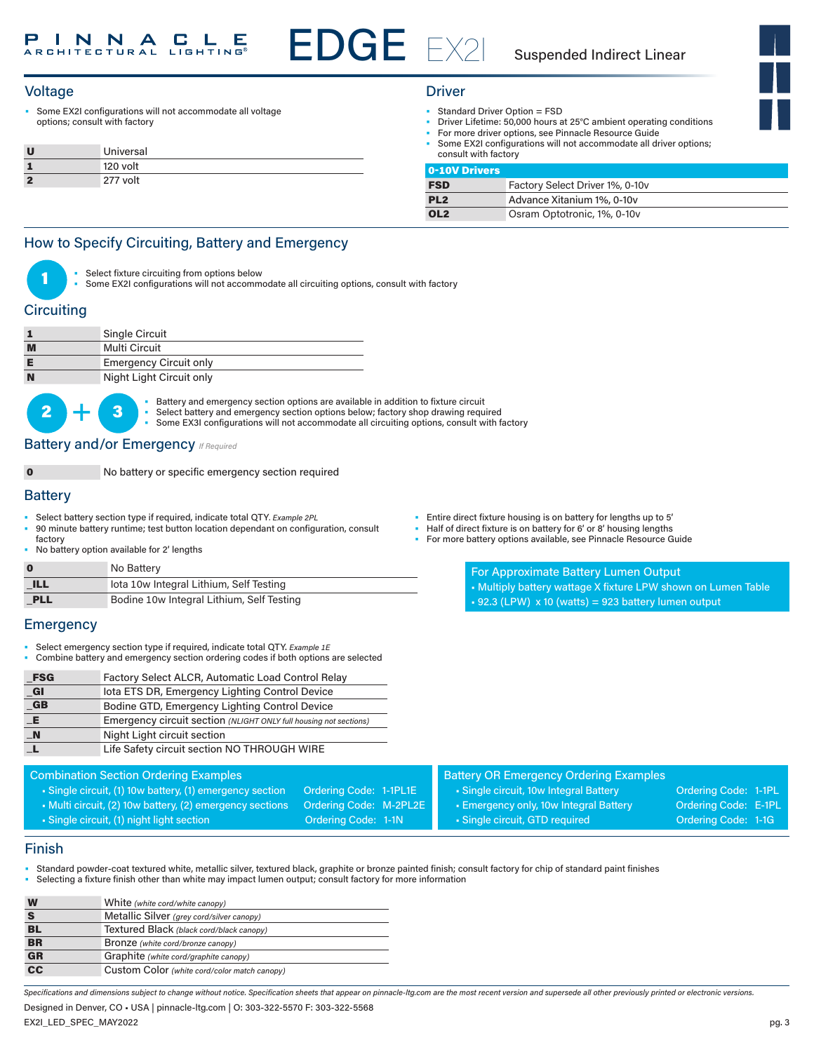# EDGE EX2I

Suspended Indirect Linear

## Voltage

- Some EX2I configurations will not accommodate all voltage options; consult with factory

| | |
|---|---|
| **U** | Universal |
| **1** | 120 volt |
| **2** | 277 volt |

## Driver

- Standard Driver Option = FSD
- Driver Lifetime: 50,000 hours at 25°C ambient operating conditions
- For more driver options, see Pinnacle Resource Guide
- Some EX2I configurations will not accommodate all driver options; consult with factory

| 0-10V Drivers | |
|---|---|
| **FSD** | Factory Select Driver 1%, 0-10v |
| **PL2** | Advance Xitanium 1%, 0-10v |
| **OL2** | Osram Optotronic, 1%, 0-10v |

## How to Specify Circuiting, Battery and Emergency

**1**

- Select fixture circuiting from options below
- Some EX2I configurations will not accommodate all circuiting options, consult with factory

### Circuiting

| | |
|---|---|
| **1** | Single Circuit |
| **M** | Multi Circuit |
| **E** | Emergency Circuit only |
| **N** | Night Light Circuit only |

**2 + 3**

- Battery and emergency section options are available in addition to fixture circuit
- Select battery and emergency section options below; factory shop drawing required
- Some EX3I configurations will not accommodate all circuiting options, consult with factory

### Battery and/or Emergency *If Required*

| | |
|---|---|
| **0** | No battery or specific emergency section required |

### Battery

- Select battery section type if required, indicate total QTY. *Example 2PL*
- 90 minute battery runtime; test button location dependant on configuration, consult factory
- No battery option available for 2' lengths
- Entire direct fixture housing is on battery for lengths up to 5'
- Half of direct fixture is on battery for 6' or 8' housing lengths
- For more battery options available, see Pinnacle Resource Guide

| | |
|---|---|
| **0** | No Battery |
| **_ILL** | Iota 10w Integral Lithium, Self Testing |
| **_PLL** | Bodine 10w Integral Lithium, Self Testing |

**For Approximate Battery Lumen Output**
- Multiply battery wattage X fixture LPW shown on Lumen Table
- 92.3 (LPW) x 10 (watts) = 923 battery lumen output

### Emergency

- Select emergency section type if required, indicate total QTY. *Example 1E*
- Combine battery and emergency section ordering codes if both options are selected

| | |
|---|---|
| **_FSG** | Factory Select ALCR, Automatic Load Control Relay |
| **_GI** | Iota ETS DR, Emergency Lighting Control Device |
| **_GB** | Bodine GTD, Emergency Lighting Control Device |
| **_E** | Emergency circuit section *(NLIGHT ONLY full housing not sections)* |
| **_N** | Night Light circuit section |
| **_L** | Life Safety circuit section NO THROUGH WIRE |

**Combination Section Ordering Examples**
- Single circuit, (1) 10w battery, (1) emergency section — Ordering Code: 1-1PL1E
- Multi circuit, (2) 10w battery, (2) emergency sections — Ordering Code: M-2PL2E
- Single circuit, (1) night light section — Ordering Code: 1-1N

**Battery OR Emergency Ordering Examples**
- Single circuit, 10w Integral Battery — Ordering Code: 1-1PL
- Emergency only, 10w Integral Battery — Ordering Code: E-1PL
- Single circuit, GTD required — Ordering Code: 1-1G

## Finish

- Standard powder-coat textured white, metallic silver, textured black, graphite or bronze painted finish; consult factory for chip of standard paint finishes
- Selecting a fixture finish other than white may impact lumen output; consult factory for more information

| | |
|---|---|
| **W** | White *(white cord/white canopy)* |
| **S** | Metallic Silver *(grey cord/silver canopy)* |
| **BL** | Textured Black *(black cord/black canopy)* |
| **BR** | Bronze *(white cord/bronze canopy)* |
| **GR** | Graphite *(white cord/graphite canopy)* |
| **CC** | Custom Color *(white cord/color match canopy)* |

*Specifications and dimensions subject to change without notice. Specification sheets that appear on pinnacle-ltg.com are the most recent version and supersede all other previously printed or electronic versions.*

Designed in Denver, CO • USA | pinnacle-ltg.com | O: 303-322-5570 F: 303-322-5568

EX2I_LED_SPEC_MAY2022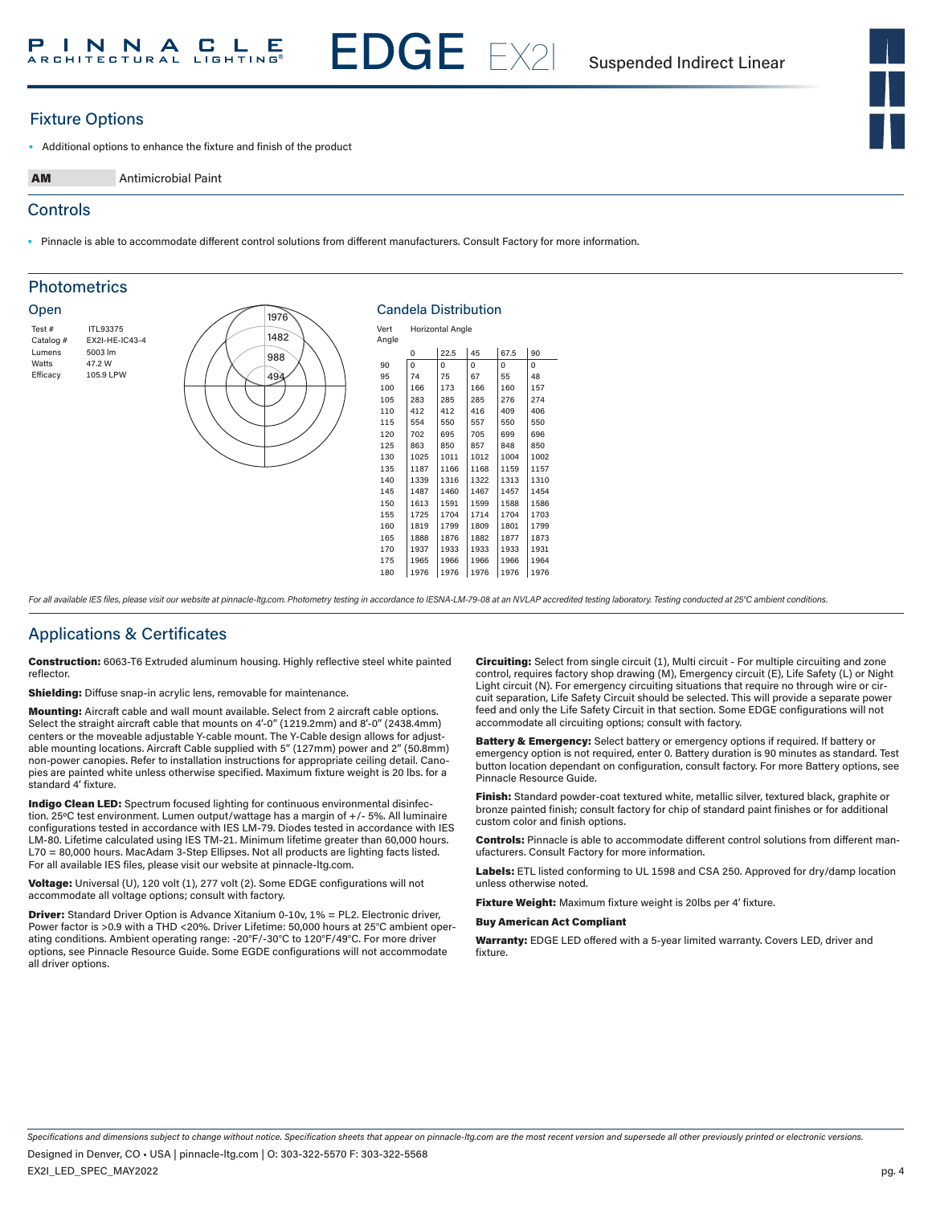# Fixture Options

- Additional options to enhance the fixture and finish of the product

| | |
|---|---|
| **AM** | Antimicrobial Paint |

## Controls

- Pinnacle is able to accommodate different control solutions from different manufacturers. Consult Factory for more information.

## Photometrics

### Open

| | |
|---|---|
| Test # | ITL93375 |
| Catalog # | EX2I-HE-IC43-4 |
| Lumens | 5003 lm |
| Watts | 47.2 W |
| Efficacy | 105.9 LPW |

1976
1482
988
494

### Candela Distribution

| Vert Angle | Horizontal Angle | | | | |
|---|---|---|---|---|---|
| | 0 | 22.5 | 45 | 67.5 | 90 |
| 90 | 0 | 0 | 0 | 0 | 0 |
| 95 | 74 | 75 | 67 | 55 | 48 |
| 100 | 166 | 173 | 166 | 160 | 157 |
| 105 | 283 | 285 | 285 | 276 | 274 |
| 110 | 412 | 412 | 416 | 409 | 406 |
| 115 | 554 | 550 | 557 | 550 | 550 |
| 120 | 702 | 695 | 705 | 699 | 696 |
| 125 | 863 | 850 | 857 | 848 | 850 |
| 130 | 1025 | 1011 | 1012 | 1004 | 1002 |
| 135 | 1187 | 1166 | 1168 | 1159 | 1157 |
| 140 | 1339 | 1316 | 1322 | 1313 | 1310 |
| 145 | 1487 | 1460 | 1467 | 1457 | 1454 |
| 150 | 1613 | 1591 | 1599 | 1588 | 1586 |
| 155 | 1725 | 1704 | 1714 | 1704 | 1703 |
| 160 | 1819 | 1799 | 1809 | 1801 | 1799 |
| 165 | 1888 | 1876 | 1882 | 1877 | 1873 |
| 170 | 1937 | 1933 | 1933 | 1933 | 1931 |
| 175 | 1965 | 1966 | 1966 | 1966 | 1964 |
| 180 | 1976 | 1976 | 1976 | 1976 | 1976 |

*For all available IES files, please visit our website at pinnacle-ltg.com. Photometry testing in accordance to IESNA-LM-79-08 at an NVLAP accredited testing laboratory. Testing conducted at 25°C ambient conditions.*

## Applications & Certificates

**Construction:** 6063-T6 Extruded aluminum housing. Highly reflective steel white painted reflector.

**Shielding:** Diffuse snap-in acrylic lens, removable for maintenance.

**Mounting:** Aircraft cable and wall mount available. Select from 2 aircraft cable options. Select the straight aircraft cable that mounts on 4'-0" (1219.2mm) and 8'-0" (2438.4mm) centers or the moveable adjustable Y-cable mount. The Y-Cable design allows for adjustable mounting locations. Aircraft Cable supplied with 5" (127mm) power and 2" (50.8mm) non-power canopies. Refer to installation instructions for appropriate ceiling detail. Canopies are painted white unless otherwise specified. Maximum fixture weight is 20 lbs. for a standard 4' fixture.

**Indigo Clean LED:** Spectrum focused lighting for continuous environmental disinfection. 25ºC test environment. Lumen output/wattage has a margin of +/- 5%. All luminaire configurations tested in accordance with IES LM-79. Diodes tested in accordance with IES LM-80. Lifetime calculated using IES TM-21. Minimum lifetime greater than 60,000 hours. L70 = 80,000 hours. MacAdam 3-Step Ellipses. Not all products are lighting facts listed. For all available IES files, please visit our website at pinnacle-ltg.com.

**Voltage:** Universal (U), 120 volt (1), 277 volt (2). Some EDGE configurations will not accommodate all voltage options; consult with factory.

**Driver:** Standard Driver Option is Advance Xitanium 0-10v, 1% = PL2. Electronic driver, Power factor is >0.9 with a THD <20%. Driver Lifetime: 50,000 hours at 25°C ambient operating conditions. Ambient operating range: -20°F/-30°C to 120°F/49°C. For more driver options, see Pinnacle Resource Guide. Some EGDE configurations will not accommodate all driver options.

**Circuiting:** Select from single circuit (1), Multi circuit - For multiple circuiting and zone control, requires factory shop drawing (M), Emergency circuit (E), Life Safety (L) or Night Light circuit (N). For emergency circuiting situations that require no through wire or circuit separation, Life Safety Circuit should be selected. This will provide a separate power feed and only the Life Safety Circuit in that section. Some EDGE configurations will not accommodate all circuiting options; consult with factory.

**Battery & Emergency:** Select battery or emergency options if required. If battery or emergency option is not required, enter 0. Battery duration is 90 minutes as standard. Test button location dependant on configuration, consult factory. For more Battery options, see Pinnacle Resource Guide.

**Finish:** Standard powder-coat textured white, metallic silver, textured black, graphite or bronze painted finish; consult factory for chip of standard paint finishes or for additional custom color and finish options.

**Controls:** Pinnacle is able to accommodate different control solutions from different manufacturers. Consult Factory for more information.

**Labels:** ETL listed conforming to UL 1598 and CSA 250. Approved for dry/damp location unless otherwise noted.

**Fixture Weight:** Maximum fixture weight is 20lbs per 4' fixture.

**Buy American Act Compliant**

**Warranty:** EDGE LED offered with a 5-year limited warranty. Covers LED, driver and fixture.

*Specifications and dimensions subject to change without notice. Specification sheets that appear on pinnacle-ltg.com are the most recent version and supersede all other previously printed or electronic versions.*

Designed in Denver, CO • USA | pinnacle-ltg.com | O: 303-322-5570 F: 303-322-5568

EX2I_LED_SPEC_MAY2022